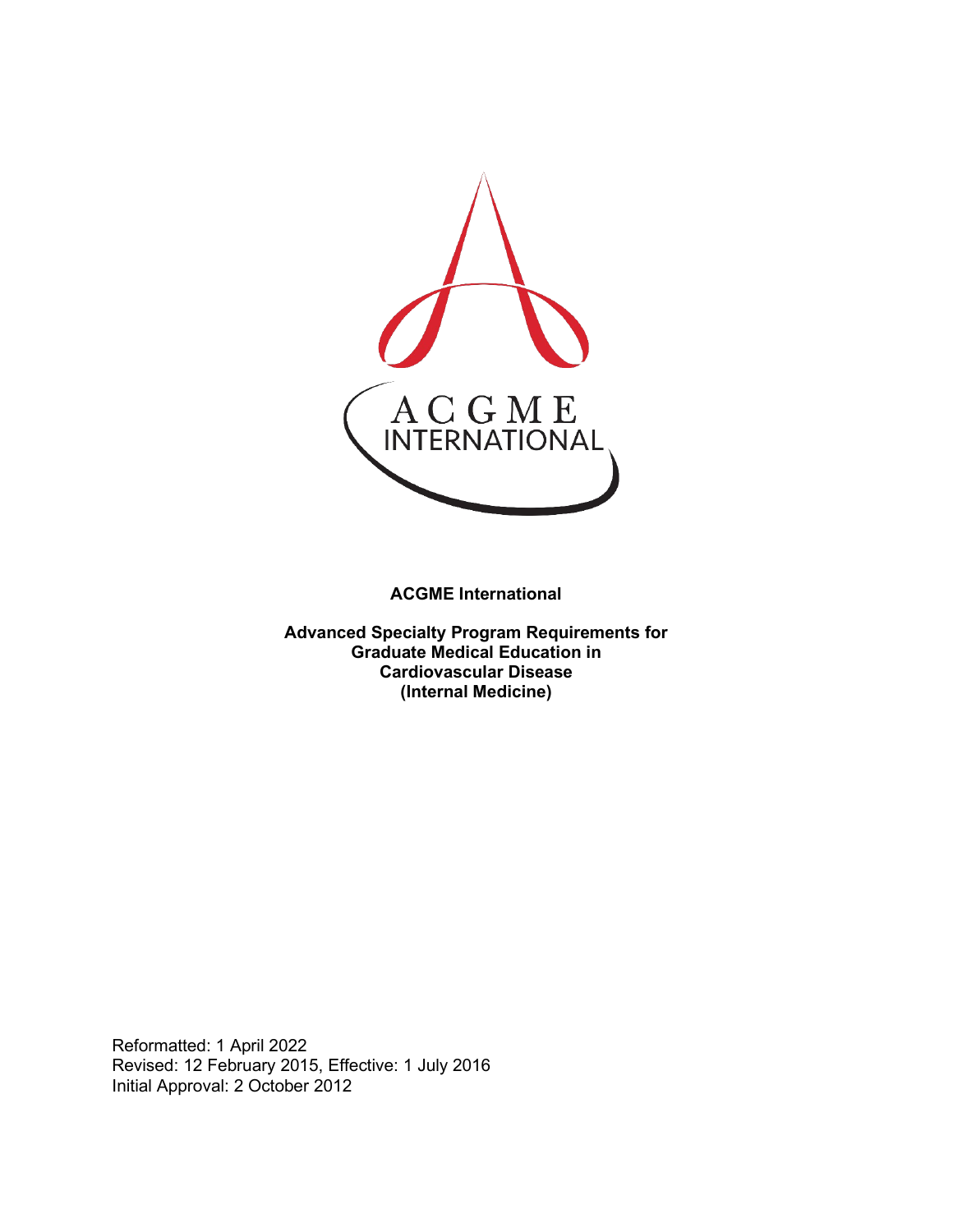ACGME International

**Advanced Specialty Program Requirements for Graduate Medical Education in Cardiovascular Disease (Internal Medicine)**

Reformatted: 1 April 2022
Revised: 12 February 2015, Effective: 1 July 2016
Initial Approval: 2 October 2012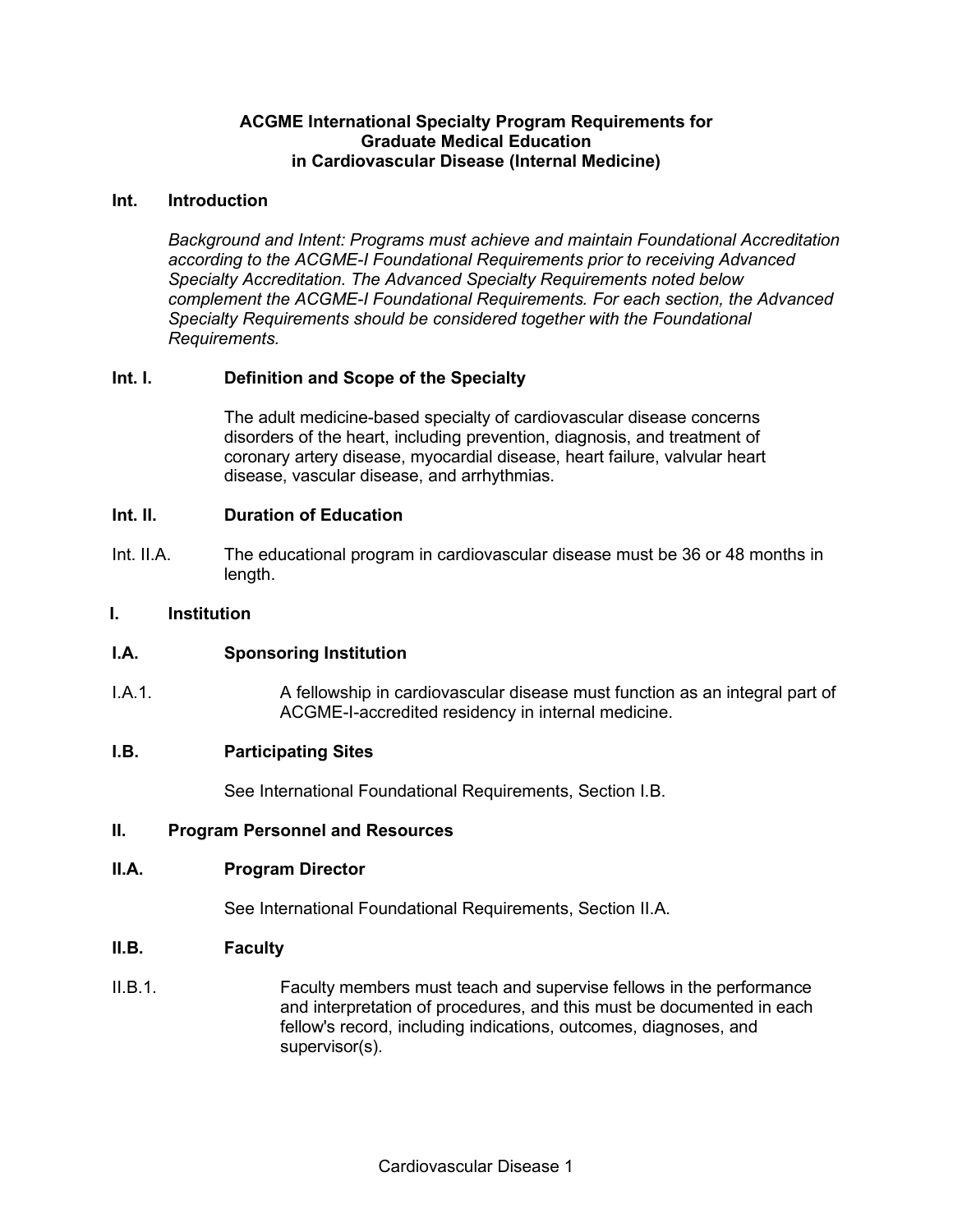# ACGME International Specialty Program Requirements for Graduate Medical Education in Cardiovascular Disease (Internal Medicine)

## Int. Introduction

*Background and Intent: Programs must achieve and maintain Foundational Accreditation according to the ACGME-I Foundational Requirements prior to receiving Advanced Specialty Accreditation. The Advanced Specialty Requirements noted below complement the ACGME-I Foundational Requirements. For each section, the Advanced Specialty Requirements should be considered together with the Foundational Requirements.*

### Int. I. Definition and Scope of the Specialty

The adult medicine-based specialty of cardiovascular disease concerns disorders of the heart, including prevention, diagnosis, and treatment of coronary artery disease, myocardial disease, heart failure, valvular heart disease, vascular disease, and arrhythmias.

### Int. II. Duration of Education

Int. II.A. The educational program in cardiovascular disease must be 36 or 48 months in length.

## I. Institution

### I.A. Sponsoring Institution

I.A.1. A fellowship in cardiovascular disease must function as an integral part of ACGME-I-accredited residency in internal medicine.

### I.B. Participating Sites

See International Foundational Requirements, Section I.B.

## II. Program Personnel and Resources

### II.A. Program Director

See International Foundational Requirements, Section II.A.

### II.B. Faculty

II.B.1. Faculty members must teach and supervise fellows in the performance and interpretation of procedures, and this must be documented in each fellow's record, including indications, outcomes, diagnoses, and supervisor(s).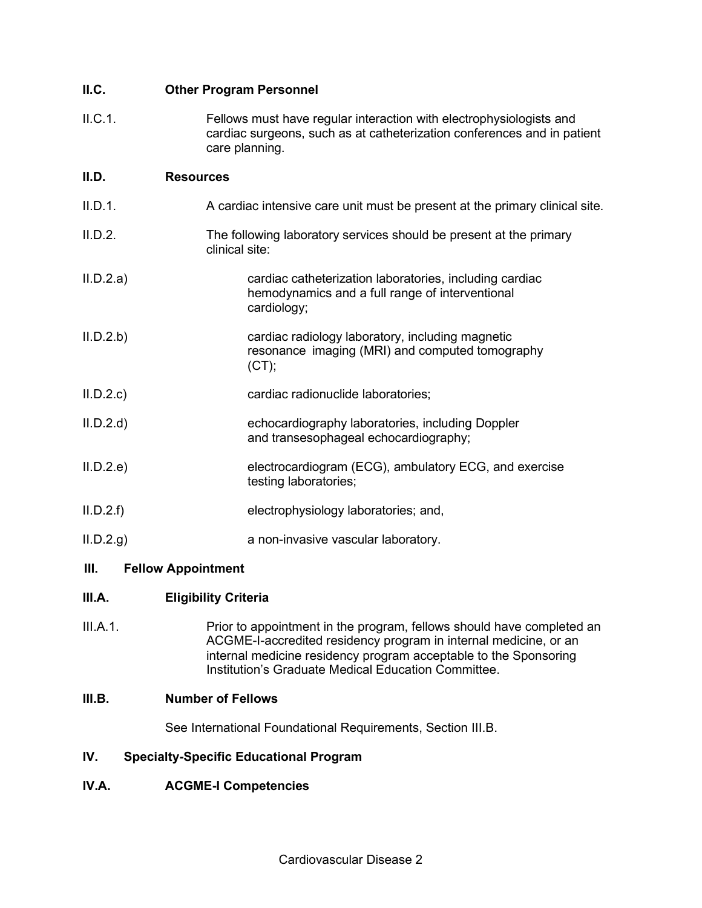**II.C. Other Program Personnel**

II.C.1. Fellows must have regular interaction with electrophysiologists and cardiac surgeons, such as at catheterization conferences and in patient care planning.

**II.D. Resources**

II.D.1. A cardiac intensive care unit must be present at the primary clinical site.

II.D.2. The following laboratory services should be present at the primary clinical site:

II.D.2.a) cardiac catheterization laboratories, including cardiac hemodynamics and a full range of interventional cardiology;

II.D.2.b) cardiac radiology laboratory, including magnetic resonance imaging (MRI) and computed tomography (CT);

II.D.2.c) cardiac radionuclide laboratories;

II.D.2.d) echocardiography laboratories, including Doppler and transesophageal echocardiography;

II.D.2.e) electrocardiogram (ECG), ambulatory ECG, and exercise testing laboratories;

II.D.2.f) electrophysiology laboratories; and,

II.D.2.g) a non-invasive vascular laboratory.

**III. Fellow Appointment**

**III.A. Eligibility Criteria**

III.A.1. Prior to appointment in the program, fellows should have completed an ACGME-I-accredited residency program in internal medicine, or an internal medicine residency program acceptable to the Sponsoring Institution's Graduate Medical Education Committee.

**III.B. Number of Fellows**

See International Foundational Requirements, Section III.B.

**IV. Specialty-Specific Educational Program**

**IV.A. ACGME-I Competencies**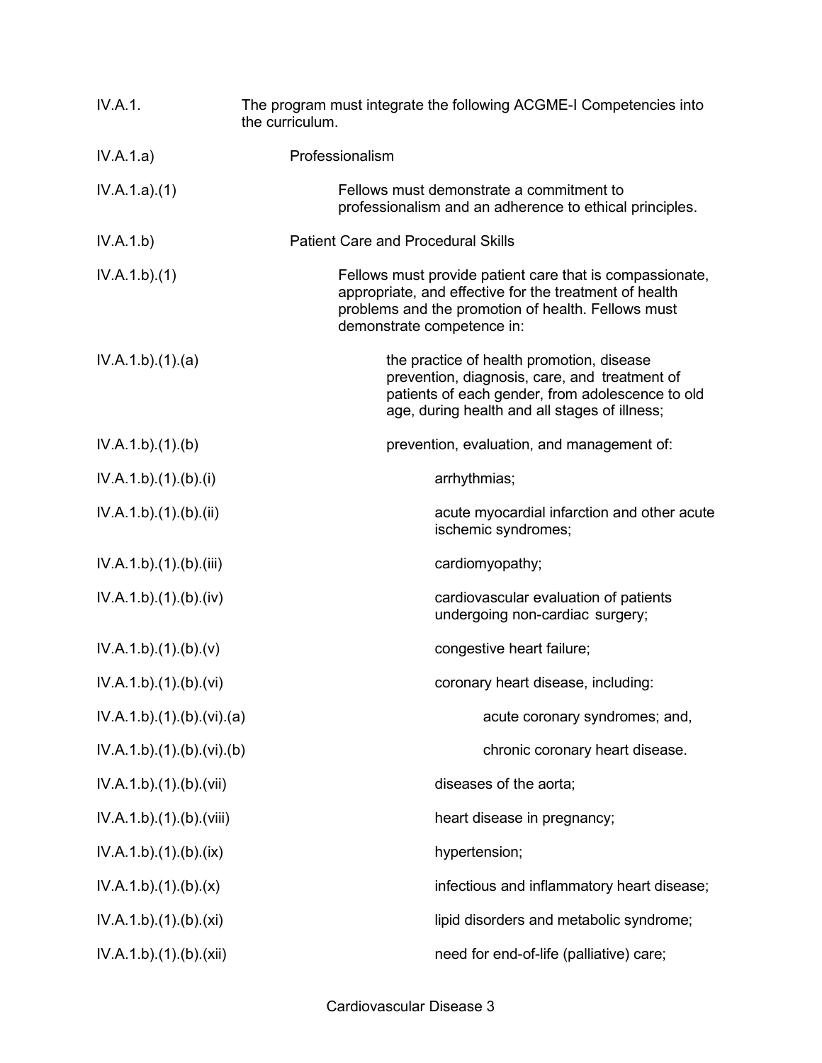IV.A.1. The program must integrate the following ACGME-I Competencies into the curriculum.

IV.A.1.a) Professionalism

IV.A.1.a).(1) Fellows must demonstrate a commitment to professionalism and an adherence to ethical principles.

IV.A.1.b) Patient Care and Procedural Skills

IV.A.1.b).(1) Fellows must provide patient care that is compassionate, appropriate, and effective for the treatment of health problems and the promotion of health. Fellows must demonstrate competence in:

IV.A.1.b).(1).(a) the practice of health promotion, disease prevention, diagnosis, care, and treatment of patients of each gender, from adolescence to old age, during health and all stages of illness;

IV.A.1.b).(1).(b) prevention, evaluation, and management of:

IV.A.1.b).(1).(b).(i) arrhythmias;

IV.A.1.b).(1).(b).(ii) acute myocardial infarction and other acute ischemic syndromes;

IV.A.1.b).(1).(b).(iii) cardiomyopathy;

IV.A.1.b).(1).(b).(iv) cardiovascular evaluation of patients undergoing non-cardiac surgery;

IV.A.1.b).(1).(b).(v) congestive heart failure;

IV.A.1.b).(1).(b).(vi) coronary heart disease, including:

IV.A.1.b).(1).(b).(vi).(a) acute coronary syndromes; and,

IV.A.1.b).(1).(b).(vi).(b) chronic coronary heart disease.

IV.A.1.b).(1).(b).(vii) diseases of the aorta;

IV.A.1.b).(1).(b).(viii) heart disease in pregnancy;

IV.A.1.b).(1).(b).(ix) hypertension;

IV.A.1.b).(1).(b).(x) infectious and inflammatory heart disease;

IV.A.1.b).(1).(b).(xi) lipid disorders and metabolic syndrome;

IV.A.1.b).(1).(b).(xii) need for end-of-life (palliative) care;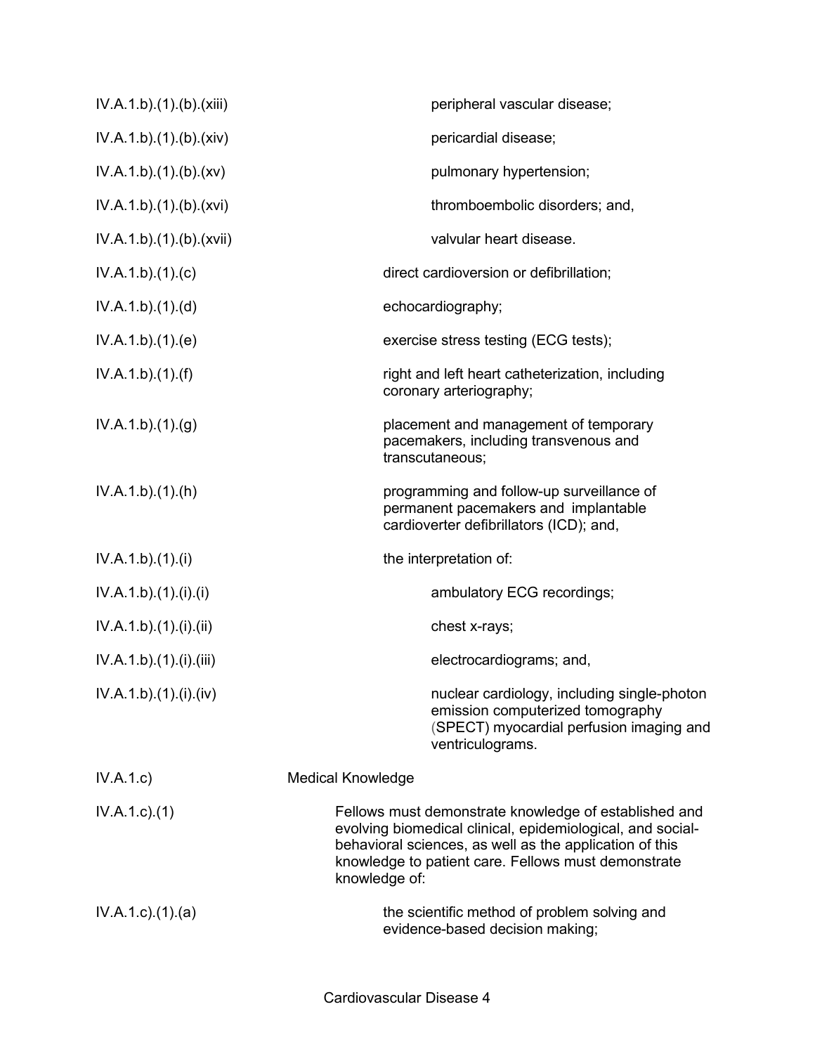| | |
|---|---|
| IV.A.1.b).(1).(b).(xiii) | peripheral vascular disease; |
| IV.A.1.b).(1).(b).(xiv) | pericardial disease; |
| IV.A.1.b).(1).(b).(xv) | pulmonary hypertension; |
| IV.A.1.b).(1).(b).(xvi) | thromboembolic disorders; and, |
| IV.A.1.b).(1).(b).(xvii) | valvular heart disease. |
| IV.A.1.b).(1).(c) | direct cardioversion or defibrillation; |
| IV.A.1.b).(1).(d) | echocardiography; |
| IV.A.1.b).(1).(e) | exercise stress testing (ECG tests); |
| IV.A.1.b).(1).(f) | right and left heart catheterization, including coronary arteriography; |
| IV.A.1.b).(1).(g) | placement and management of temporary pacemakers, including transvenous and transcutaneous; |
| IV.A.1.b).(1).(h) | programming and follow-up surveillance of permanent pacemakers and implantable cardioverter defibrillators (ICD); and, |
| IV.A.1.b).(1).(i) | the interpretation of: |
| IV.A.1.b).(1).(i).(i) | ambulatory ECG recordings; |
| IV.A.1.b).(1).(i).(ii) | chest x-rays; |
| IV.A.1.b).(1).(i).(iii) | electrocardiograms; and, |
| IV.A.1.b).(1).(i).(iv) | nuclear cardiology, including single-photon emission computerized tomography (SPECT) myocardial perfusion imaging and ventriculograms. |
| IV.A.1.c) | Medical Knowledge |
| IV.A.1.c).(1) | Fellows must demonstrate knowledge of established and evolving biomedical clinical, epidemiological, and social-behavioral sciences, as well as the application of this knowledge to patient care. Fellows must demonstrate knowledge of: |
| IV.A.1.c).(1).(a) | the scientific method of problem solving and evidence-based decision making; |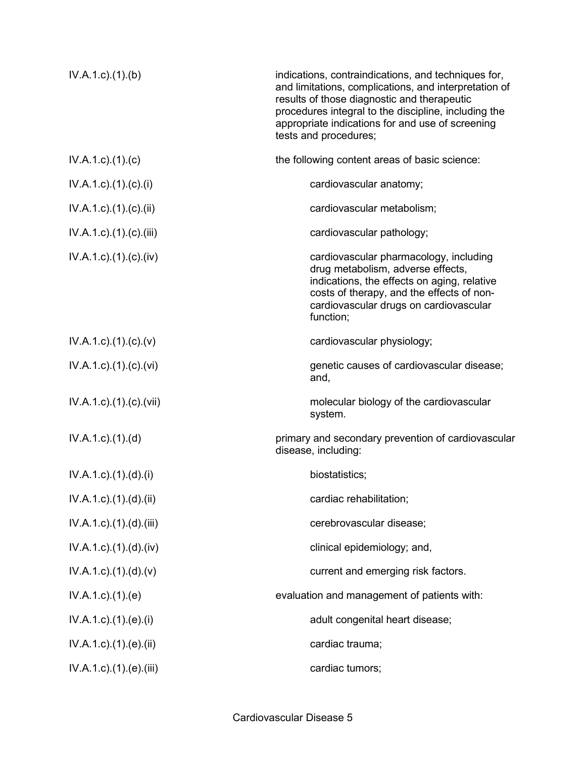| | |
|---|---|
| IV.A.1.c).(1).(b) | indications, contraindications, and techniques for, and limitations, complications, and interpretation of results of those diagnostic and therapeutic procedures integral to the discipline, including the appropriate indications for and use of screening tests and procedures; |
| IV.A.1.c).(1).(c) | the following content areas of basic science: |
| IV.A.1.c).(1).(c).(i) | cardiovascular anatomy; |
| IV.A.1.c).(1).(c).(ii) | cardiovascular metabolism; |
| IV.A.1.c).(1).(c).(iii) | cardiovascular pathology; |
| IV.A.1.c).(1).(c).(iv) | cardiovascular pharmacology, including drug metabolism, adverse effects, indications, the effects on aging, relative costs of therapy, and the effects of non-cardiovascular drugs on cardiovascular function; |
| IV.A.1.c).(1).(c).(v) | cardiovascular physiology; |
| IV.A.1.c).(1).(c).(vi) | genetic causes of cardiovascular disease; and, |
| IV.A.1.c).(1).(c).(vii) | molecular biology of the cardiovascular system. |
| IV.A.1.c).(1).(d) | primary and secondary prevention of cardiovascular disease, including: |
| IV.A.1.c).(1).(d).(i) | biostatistics; |
| IV.A.1.c).(1).(d).(ii) | cardiac rehabilitation; |
| IV.A.1.c).(1).(d).(iii) | cerebrovascular disease; |
| IV.A.1.c).(1).(d).(iv) | clinical epidemiology; and, |
| IV.A.1.c).(1).(d).(v) | current and emerging risk factors. |
| IV.A.1.c).(1).(e) | evaluation and management of patients with: |
| IV.A.1.c).(1).(e).(i) | adult congenital heart disease; |
| IV.A.1.c).(1).(e).(ii) | cardiac trauma; |
| IV.A.1.c).(1).(e).(iii) | cardiac tumors; |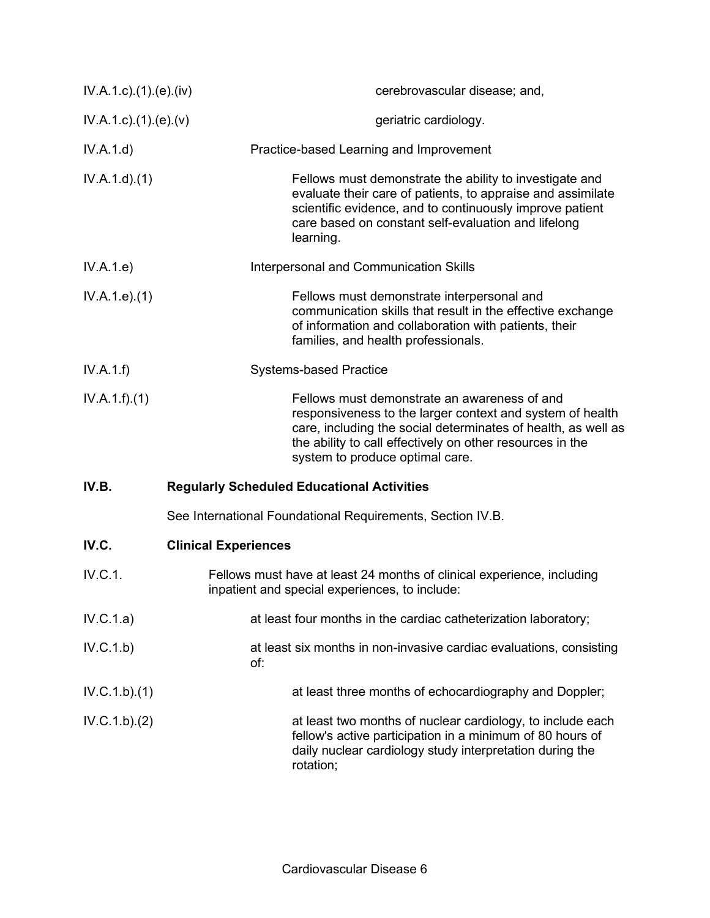IV.A.1.c).(1).(e).(iv) cerebrovascular disease; and,

IV.A.1.c).(1).(e).(v) geriatric cardiology.

IV.A.1.d) Practice-based Learning and Improvement

IV.A.1.d).(1) Fellows must demonstrate the ability to investigate and evaluate their care of patients, to appraise and assimilate scientific evidence, and to continuously improve patient care based on constant self-evaluation and lifelong learning.

IV.A.1.e) Interpersonal and Communication Skills

IV.A.1.e).(1) Fellows must demonstrate interpersonal and communication skills that result in the effective exchange of information and collaboration with patients, their families, and health professionals.

IV.A.1.f) Systems-based Practice

IV.A.1.f).(1) Fellows must demonstrate an awareness of and responsiveness to the larger context and system of health care, including the social determinates of health, as well as the ability to call effectively on other resources in the system to produce optimal care.

**IV.B. Regularly Scheduled Educational Activities**

See International Foundational Requirements, Section IV.B.

**IV.C. Clinical Experiences**

IV.C.1. Fellows must have at least 24 months of clinical experience, including inpatient and special experiences, to include:

IV.C.1.a) at least four months in the cardiac catheterization laboratory;

IV.C.1.b) at least six months in non-invasive cardiac evaluations, consisting of:

IV.C.1.b).(1) at least three months of echocardiography and Doppler;

IV.C.1.b).(2) at least two months of nuclear cardiology, to include each fellow's active participation in a minimum of 80 hours of daily nuclear cardiology study interpretation during the rotation;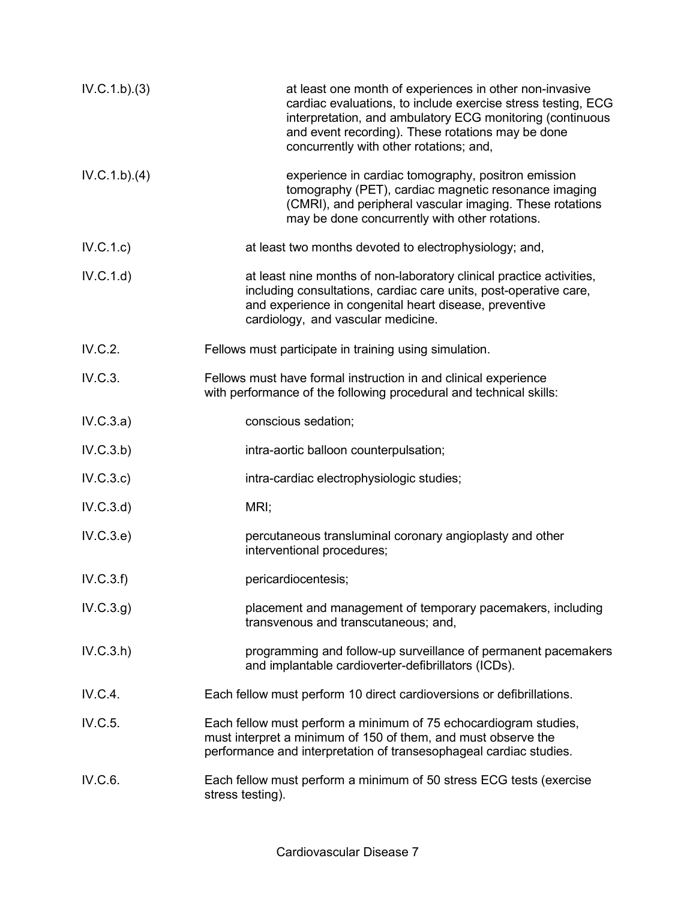IV.C.1.b).(3) at least one month of experiences in other non-invasive cardiac evaluations, to include exercise stress testing, ECG interpretation, and ambulatory ECG monitoring (continuous and event recording). These rotations may be done concurrently with other rotations; and,

IV.C.1.b).(4) experience in cardiac tomography, positron emission tomography (PET), cardiac magnetic resonance imaging (CMRI), and peripheral vascular imaging. These rotations may be done concurrently with other rotations.

IV.C.1.c) at least two months devoted to electrophysiology; and,

IV.C.1.d) at least nine months of non-laboratory clinical practice activities, including consultations, cardiac care units, post-operative care, and experience in congenital heart disease, preventive cardiology, and vascular medicine.

IV.C.2. Fellows must participate in training using simulation.

IV.C.3. Fellows must have formal instruction in and clinical experience with performance of the following procedural and technical skills:

IV.C.3.a) conscious sedation;

IV.C.3.b) intra-aortic balloon counterpulsation;

IV.C.3.c) intra-cardiac electrophysiologic studies;

IV.C.3.d) MRI;

IV.C.3.e) percutaneous transluminal coronary angioplasty and other interventional procedures;

IV.C.3.f) pericardiocentesis;

IV.C.3.g) placement and management of temporary pacemakers, including transvenous and transcutaneous; and,

IV.C.3.h) programming and follow-up surveillance of permanent pacemakers and implantable cardioverter-defibrillators (ICDs).

IV.C.4. Each fellow must perform 10 direct cardioversions or defibrillations.

IV.C.5. Each fellow must perform a minimum of 75 echocardiogram studies, must interpret a minimum of 150 of them, and must observe the performance and interpretation of transesophageal cardiac studies.

IV.C.6. Each fellow must perform a minimum of 50 stress ECG tests (exercise stress testing).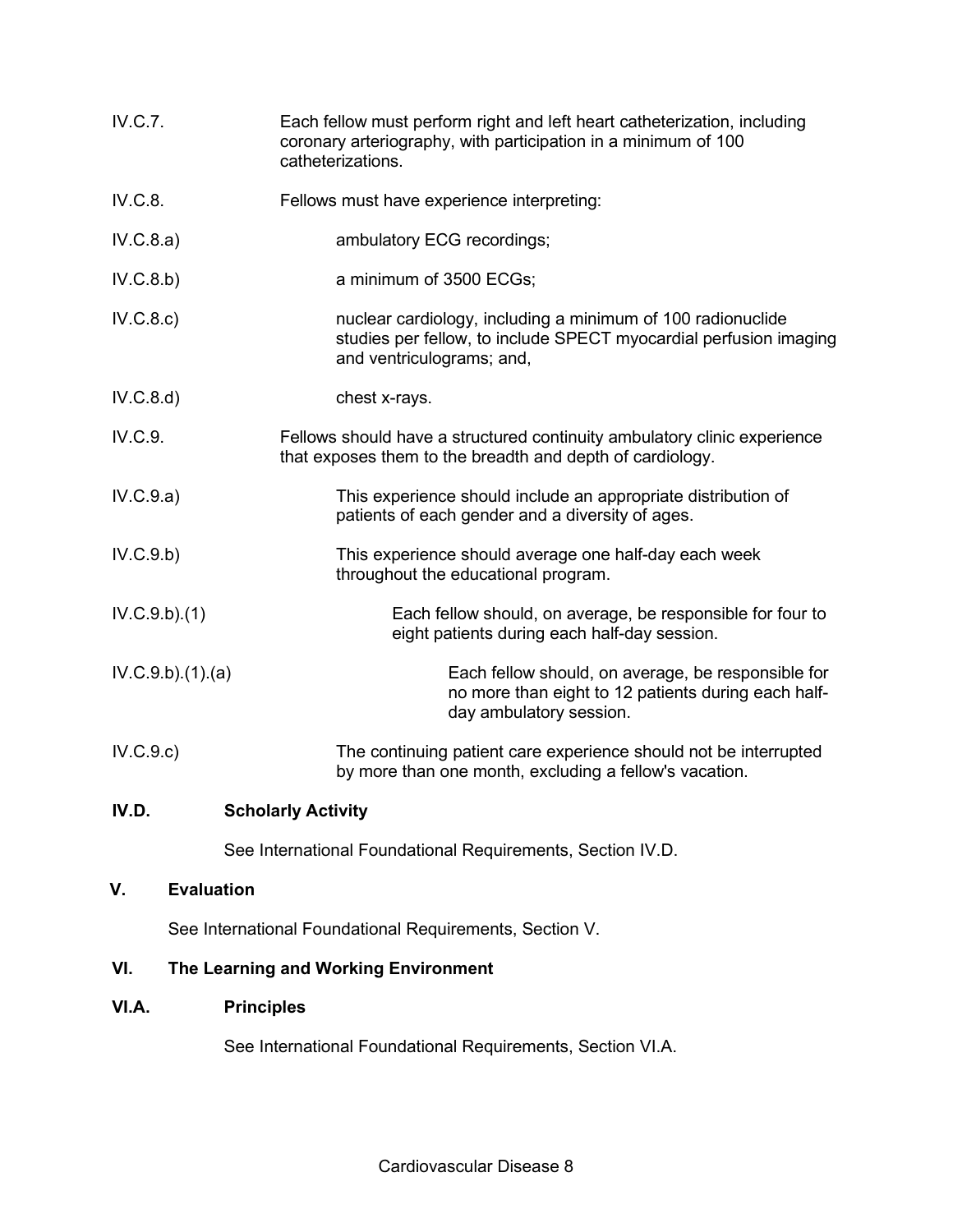IV.C.7. Each fellow must perform right and left heart catheterization, including coronary arteriography, with participation in a minimum of 100 catheterizations.

IV.C.8. Fellows must have experience interpreting:

IV.C.8.a) ambulatory ECG recordings;

IV.C.8.b) a minimum of 3500 ECGs;

IV.C.8.c) nuclear cardiology, including a minimum of 100 radionuclide studies per fellow, to include SPECT myocardial perfusion imaging and ventriculograms; and,

IV.C.8.d) chest x-rays.

IV.C.9. Fellows should have a structured continuity ambulatory clinic experience that exposes them to the breadth and depth of cardiology.

IV.C.9.a) This experience should include an appropriate distribution of patients of each gender and a diversity of ages.

IV.C.9.b) This experience should average one half-day each week throughout the educational program.

IV.C.9.b).(1) Each fellow should, on average, be responsible for four to eight patients during each half-day session.

IV.C.9.b).(1).(a) Each fellow should, on average, be responsible for no more than eight to 12 patients during each half-day ambulatory session.

IV.C.9.c) The continuing patient care experience should not be interrupted by more than one month, excluding a fellow's vacation.

**IV.D. Scholarly Activity**

See International Foundational Requirements, Section IV.D.

## V. Evaluation

See International Foundational Requirements, Section V.

## VI. The Learning and Working Environment

**VI.A. Principles**

See International Foundational Requirements, Section VI.A.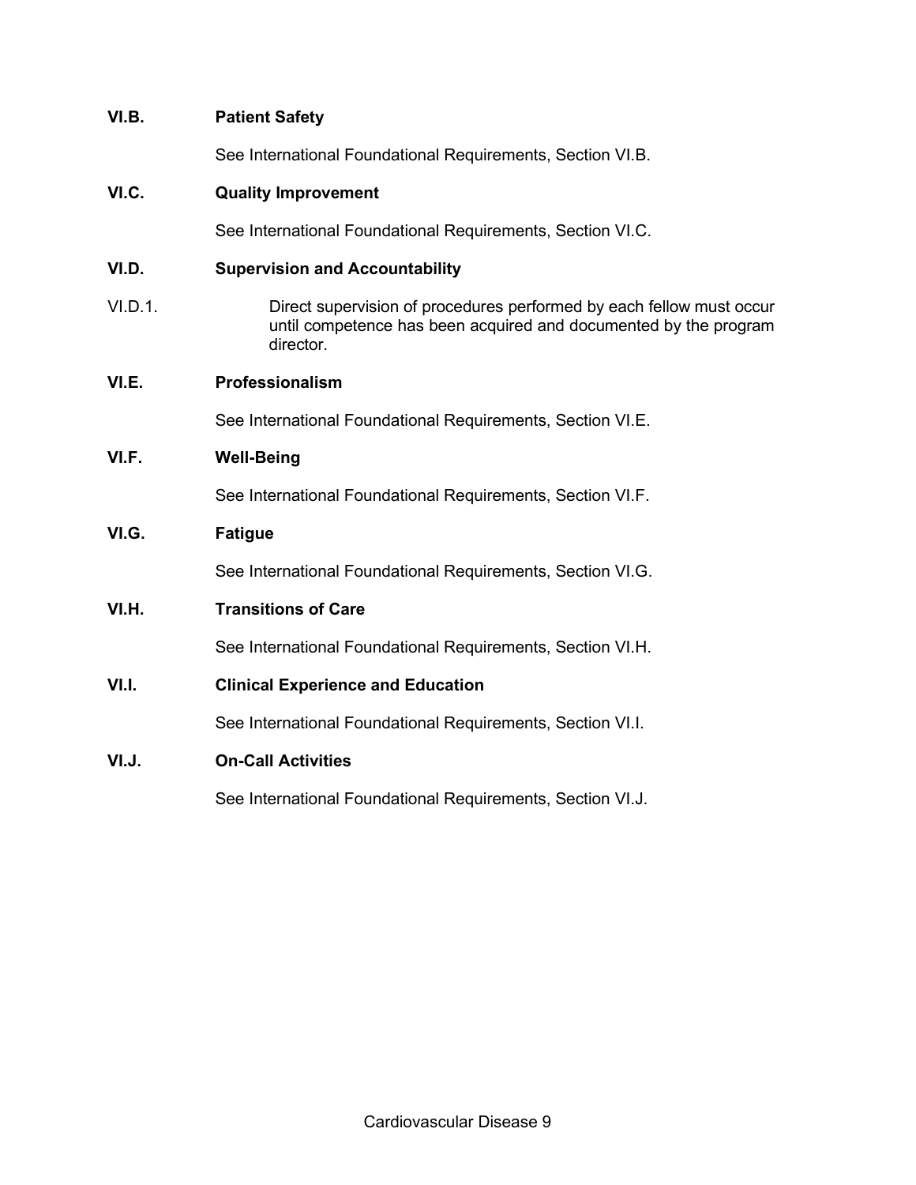**VI.B. Patient Safety**

See International Foundational Requirements, Section VI.B.

**VI.C. Quality Improvement**

See International Foundational Requirements, Section VI.C.

**VI.D. Supervision and Accountability**

VI.D.1. Direct supervision of procedures performed by each fellow must occur until competence has been acquired and documented by the program director.

**VI.E. Professionalism**

See International Foundational Requirements, Section VI.E.

**VI.F. Well-Being**

See International Foundational Requirements, Section VI.F.

**VI.G. Fatigue**

See International Foundational Requirements, Section VI.G.

**VI.H. Transitions of Care**

See International Foundational Requirements, Section VI.H.

**VI.I. Clinical Experience and Education**

See International Foundational Requirements, Section VI.I.

**VI.J. On-Call Activities**

See International Foundational Requirements, Section VI.J.